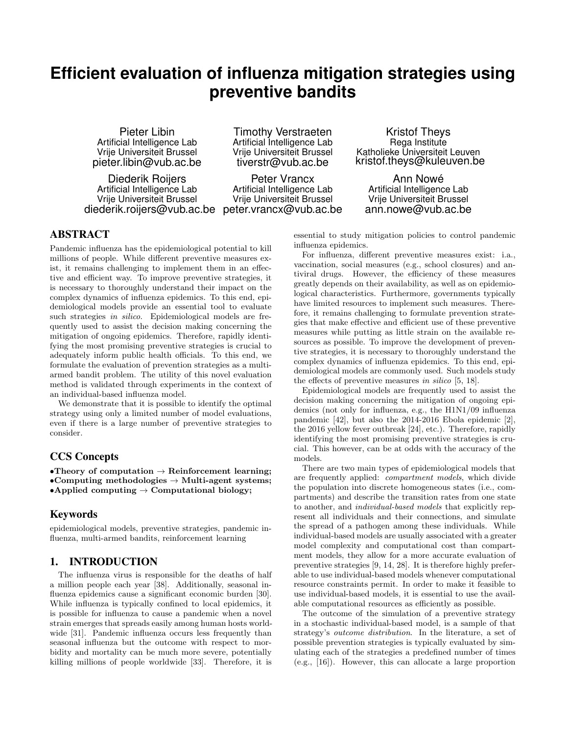# Efficient evaluation of influenza mitigation strategies using preventive bandits

Pieter Libin
Artificial Intelligence Lab
Vrije Universiteit Brussel
pieter.libin@vub.ac.be

Timothy Verstraeten
Artificial Intelligence Lab
Vrije Universiteit Brussel
tiverstr@vub.ac.be

Kristof Theys
Rega Institute
Katholieke Universiteit Leuven
kristof.theys@kuleuven.be

Diederik Roijers
Artificial Intelligence Lab
Vrije Universiteit Brussel
diederik.roijers@vub.ac.be

Peter Vrancx
Artificial Intelligence Lab
Vrije Universiteit Brussel
peter.vrancx@vub.ac.be

Ann Nowé
Artificial Intelligence Lab
Vrije Universiteit Brussel
ann.nowe@vub.ac.be

## ABSTRACT

Pandemic influenza has the epidemiological potential to kill millions of people. While different preventive measures exist, it remains challenging to implement them in an effective and efficient way. To improve preventive strategies, it is necessary to thoroughly understand their impact on the complex dynamics of influenza epidemics. To this end, epidemiological models provide an essential tool to evaluate such strategies *in silico*. Epidemiological models are frequently used to assist the decision making concerning the mitigation of ongoing epidemics. Therefore, rapidly identifying the most promising preventive strategies is crucial to adequately inform public health officials. To this end, we formulate the evaluation of prevention strategies as a multi-armed bandit problem. The utility of this novel evaluation method is validated through experiments in the context of an individual-based influenza model.

We demonstrate that it is possible to identify the optimal strategy using only a limited number of model evaluations, even if there is a large number of preventive strategies to consider.

## CCS Concepts

**•Theory of computation → Reinforcement learning;**
**•Computing methodologies → Multi-agent systems;**
**•Applied computing → Computational biology;**

## Keywords

epidemiological models, preventive strategies, pandemic influenza, multi-armed bandits, reinforcement learning

## 1. INTRODUCTION

The influenza virus is responsible for the deaths of half a million people each year [38]. Additionally, seasonal influenza epidemics cause a significant economic burden [30]. While influenza is typically confined to local epidemics, it is possible for influenza to cause a pandemic when a novel strain emerges that spreads easily among human hosts worldwide [31]. Pandemic influenza occurs less frequently than seasonal influenza but the outcome with respect to morbidity and mortality can be much more severe, potentially killing millions of people worldwide [33]. Therefore, it is essential to study mitigation policies to control pandemic influenza epidemics.

For influenza, different preventive measures exist: i.a., vaccination, social measures (e.g., school closures) and antiviral drugs. However, the efficiency of these measures greatly depends on their availability, as well as on epidemiological characteristics. Furthermore, governments typically have limited resources to implement such measures. Therefore, it remains challenging to formulate prevention strategies that make effective and efficient use of these preventive measures while putting as little strain on the available resources as possible. To improve the development of preventive strategies, it is necessary to thoroughly understand the complex dynamics of influenza epidemics. To this end, epidemiological models are commonly used. Such models study the effects of preventive measures *in silico* [5, 18].

Epidemiological models are frequently used to assist the decision making concerning the mitigation of ongoing epidemics (not only for influenza, e.g., the H1N1/09 influenza pandemic [42], but also the 2014-2016 Ebola epidemic [2], the 2016 yellow fever outbreak [24], etc.). Therefore, rapidly identifying the most promising preventive strategies is crucial. This however, can be at odds with the accuracy of the models.

There are two main types of epidemiological models that are frequently applied: *compartment models*, which divide the population into discrete homogeneous states (i.e., compartments) and describe the transition rates from one state to another, and *individual-based models* that explicitly represent all individuals and their connections, and simulate the spread of a pathogen among these individuals. While individual-based models are usually associated with a greater model complexity and computational cost than compartment models, they allow for a more accurate evaluation of preventive strategies [9, 14, 28]. It is therefore highly preferable to use individual-based models whenever computational resource constraints permit. In order to make it feasible to use individual-based models, it is essential to use the available computational resources as efficiently as possible.

The outcome of the simulation of a preventive strategy in a stochastic individual-based model, is a sample of that strategy's *outcome distribution*. In the literature, a set of possible prevention strategies is typically evaluated by simulating each of the strategies a predefined number of times (e.g., [16]). However, this can allocate a large proportion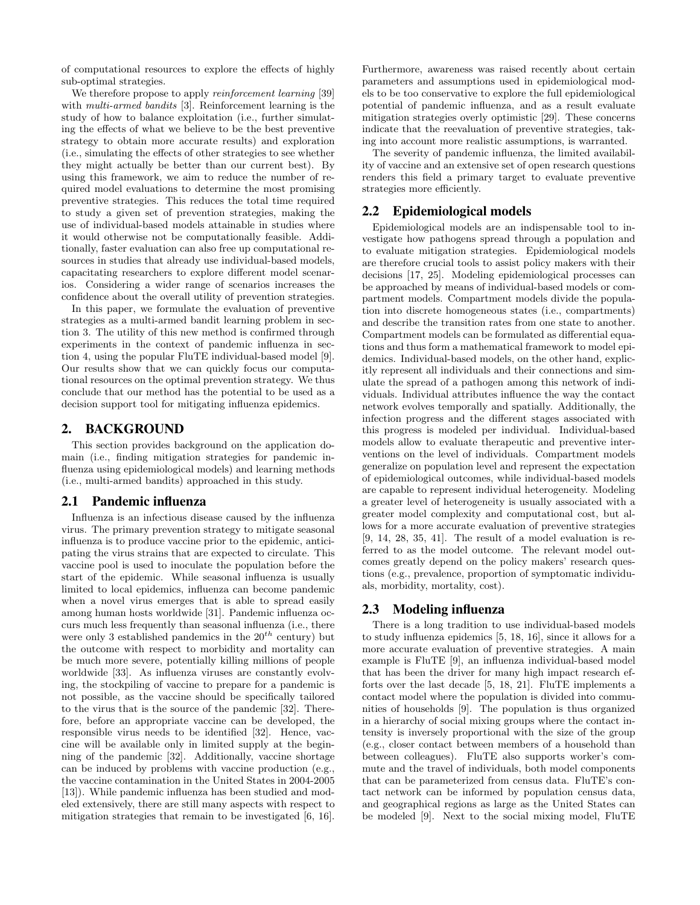of computational resources to explore the effects of highly sub-optimal strategies.

We therefore propose to apply *reinforcement learning* [39] with *multi-armed bandits* [3]. Reinforcement learning is the study of how to balance exploitation (i.e., further simulating the effects of what we believe to be the best preventive strategy to obtain more accurate results) and exploration (i.e., simulating the effects of other strategies to see whether they might actually be better than our current best). By using this framework, we aim to reduce the number of required model evaluations to determine the most promising preventive strategies. This reduces the total time required to study a given set of prevention strategies, making the use of individual-based models attainable in studies where it would otherwise not be computationally feasible. Additionally, faster evaluation can also free up computational resources in studies that already use individual-based models, capacitating researchers to explore different model scenarios. Considering a wider range of scenarios increases the confidence about the overall utility of prevention strategies.

In this paper, we formulate the evaluation of preventive strategies as a multi-armed bandit learning problem in section 3. The utility of this new method is confirmed through experiments in the context of pandemic influenza in section 4, using the popular FluTE individual-based model [9]. Our results show that we can quickly focus our computational resources on the optimal prevention strategy. We thus conclude that our method has the potential to be used as a decision support tool for mitigating influenza epidemics.

## 2. BACKGROUND

This section provides background on the application domain (i.e., finding mitigation strategies for pandemic influenza using epidemiological models) and learning methods (i.e., multi-armed bandits) approached in this study.

### 2.1 Pandemic influenza

Influenza is an infectious disease caused by the influenza virus. The primary prevention strategy to mitigate seasonal influenza is to produce vaccine prior to the epidemic, anticipating the virus strains that are expected to circulate. This vaccine pool is used to inoculate the population before the start of the epidemic. While seasonal influenza is usually limited to local epidemics, influenza can become pandemic when a novel virus emerges that is able to spread easily among human hosts worldwide [31]. Pandemic influenza occurs much less frequently than seasonal influenza (i.e., there were only 3 established pandemics in the $20^{th}$ century) but the outcome with respect to morbidity and mortality can be much more severe, potentially killing millions of people worldwide [33]. As influenza viruses are constantly evolving, the stockpiling of vaccine to prepare for a pandemic is not possible, as the vaccine should be specifically tailored to the virus that is the source of the pandemic [32]. Therefore, before an appropriate vaccine can be developed, the responsible virus needs to be identified [32]. Hence, vaccine will be available only in limited supply at the beginning of the pandemic [32]. Additionally, vaccine shortage can be induced by problems with vaccine production (e.g., the vaccine contamination in the United States in 2004-2005 [13]). While pandemic influenza has been studied and modeled extensively, there are still many aspects with respect to mitigation strategies that remain to be investigated [6, 16].

Furthermore, awareness was raised recently about certain parameters and assumptions used in epidemiological models to be too conservative to explore the full epidemiological potential of pandemic influenza, and as a result evaluate mitigation strategies overly optimistic [29]. These concerns indicate that the reevaluation of preventive strategies, taking into account more realistic assumptions, is warranted.

The severity of pandemic influenza, the limited availability of vaccine and an extensive set of open research questions renders this field a primary target to evaluate preventive strategies more efficiently.

### 2.2 Epidemiological models

Epidemiological models are an indispensable tool to investigate how pathogens spread through a population and to evaluate mitigation strategies. Epidemiological models are therefore crucial tools to assist policy makers with their decisions [17, 25]. Modeling epidemiological processes can be approached by means of individual-based models or compartment models. Compartment models divide the population into discrete homogeneous states (i.e., compartments) and describe the transition rates from one state to another. Compartment models can be formulated as differential equations and thus form a mathematical framework to model epidemics. Individual-based models, on the other hand, explicitly represent all individuals and their connections and simulate the spread of a pathogen among this network of individuals. Individual attributes influence the way the contact network evolves temporally and spatially. Additionally, the infection progress and the different stages associated with this progress is modeled per individual. Individual-based models allow to evaluate therapeutic and preventive interventions on the level of individuals. Compartment models generalize on population level and represent the expectation of epidemiological outcomes, while individual-based models are capable to represent individual heterogeneity. Modeling a greater level of heterogeneity is usually associated with a greater model complexity and computational cost, but allows for a more accurate evaluation of preventive strategies [9, 14, 28, 35, 41]. The result of a model evaluation is referred to as the model outcome. The relevant model outcomes greatly depend on the policy makers' research questions (e.g., prevalence, proportion of symptomatic individuals, morbidity, mortality, cost).

### 2.3 Modeling influenza

There is a long tradition to use individual-based models to study influenza epidemics [5, 18, 16], since it allows for a more accurate evaluation of preventive strategies. A main example is FluTE [9], an influenza individual-based model that has been the driver for many high impact research efforts over the last decade [5, 18, 21]. FluTE implements a contact model where the population is divided into communities of households [9]. The population is thus organized in a hierarchy of social mixing groups where the contact intensity is inversely proportional with the size of the group (e.g., closer contact between members of a household than between colleagues). FluTE also supports worker's commute and the travel of individuals, both model components that can be parameterized from census data. FluTE's contact network can be informed by population census data, and geographical regions as large as the United States can be modeled [9]. Next to the social mixing model, FluTE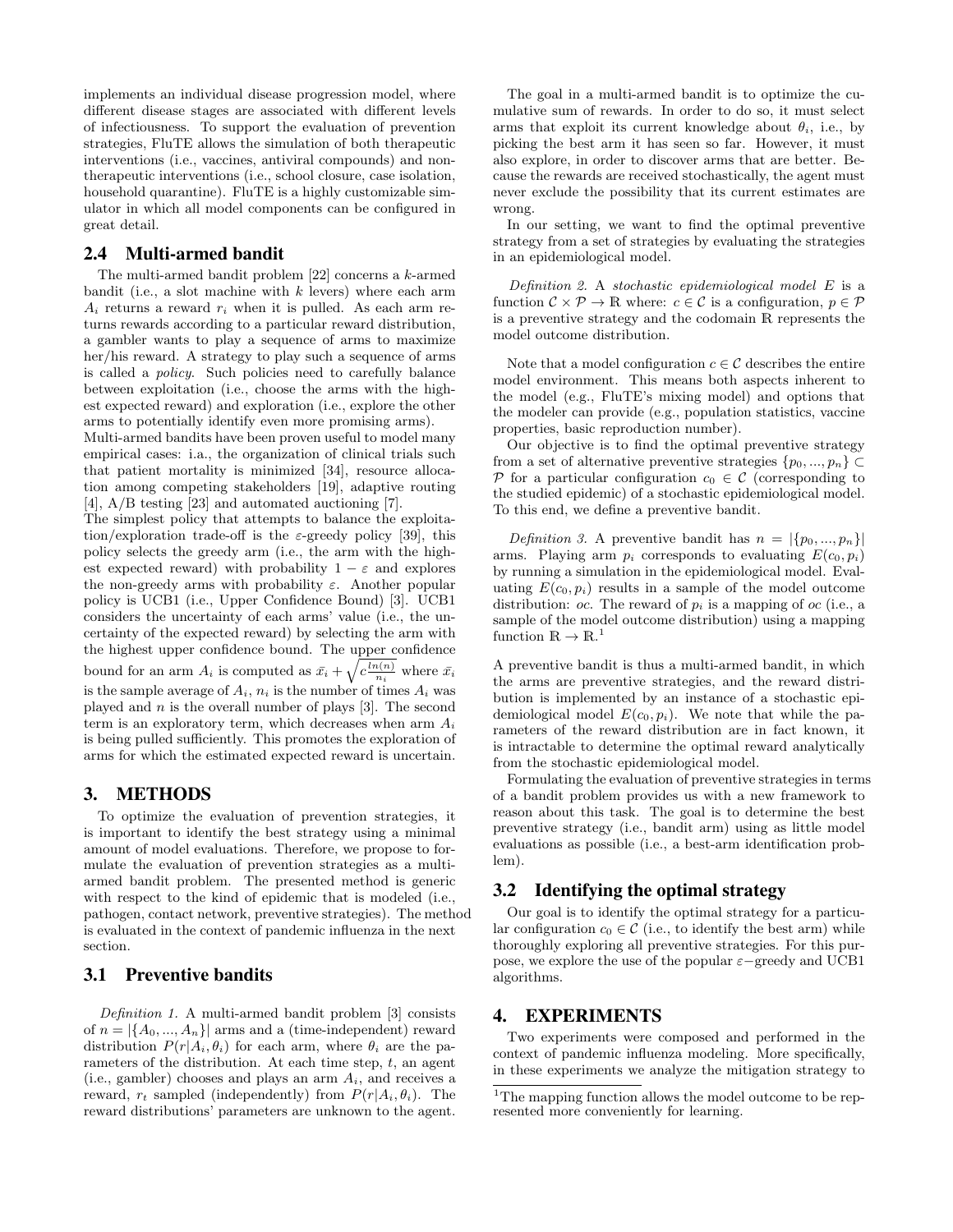implements an individual disease progression model, where different disease stages are associated with different levels of infectiousness. To support the evaluation of prevention strategies, FluTE allows the simulation of both therapeutic interventions (i.e., vaccines, antiviral compounds) and non-therapeutic interventions (i.e., school closure, case isolation, household quarantine). FluTE is a highly customizable simulator in which all model components can be configured in great detail.

## 2.4 Multi-armed bandit

The multi-armed bandit problem [22] concerns a $k$-armed bandit (i.e., a slot machine with $k$ levers) where each arm $A_i$ returns a reward $r_i$ when it is pulled. As each arm returns rewards according to a particular reward distribution, a gambler wants to play a sequence of arms to maximize her/his reward. A strategy to play such a sequence of arms is called a *policy*. Such policies need to carefully balance between exploitation (i.e., choose the arms with the highest expected reward) and exploration (i.e., explore the other arms to potentially identify even more promising arms).

Multi-armed bandits have been proven useful to model many empirical cases: i.a., the organization of clinical trials such that patient mortality is minimized [34], resource allocation among competing stakeholders [19], adaptive routing [4], A/B testing [23] and automated auctioning [7].

The simplest policy that attempts to balance the exploitation/exploration trade-off is the $\varepsilon$-greedy policy [39], this policy selects the greedy arm (i.e., the arm with the highest expected reward) with probability $1 - \varepsilon$ and explores the non-greedy arms with probability $\varepsilon$. Another popular policy is UCB1 (i.e., Upper Confidence Bound) [3]. UCB1 considers the uncertainty of each arms' value (i.e., the uncertainty of the expected reward) by selecting the arm with the highest upper confidence bound. The upper confidence bound for an arm $A_i$ is computed as $\bar{x_i} + \sqrt{c\frac{ln(n)}{n_i}}$ where $\bar{x_i}$ is the sample average of $A_i$, $n_i$ is the number of times $A_i$ was played and $n$ is the overall number of plays [3]. The second term is an exploratory term, which decreases when arm $A_i$ is being pulled sufficiently. This promotes the exploration of arms for which the estimated expected reward is uncertain.

# 3. METHODS

To optimize the evaluation of prevention strategies, it is important to identify the best strategy using a minimal amount of model evaluations. Therefore, we propose to formulate the evaluation of prevention strategies as a multi-armed bandit problem. The presented method is generic with respect to the kind of epidemic that is modeled (i.e., pathogen, contact network, preventive strategies). The method is evaluated in the context of pandemic influenza in the next section.

## 3.1 Preventive bandits

*Definition 1.* A multi-armed bandit problem [3] consists of $n = |\{A_0, ..., A_n\}|$ arms and a (time-independent) reward distribution $P(r|A_i, \theta_i)$ for each arm, where $\theta_i$ are the parameters of the distribution. At each time step, $t$, an agent (i.e., gambler) chooses and plays an arm $A_i$, and receives a reward, $r_t$ sampled (independently) from $P(r|A_i, \theta_i)$. The reward distributions' parameters are unknown to the agent.

The goal in a multi-armed bandit is to optimize the cumulative sum of rewards. In order to do so, it must select arms that exploit its current knowledge about $\theta_i$, i.e., by picking the best arm it has seen so far. However, it must also explore, in order to discover arms that are better. Because the rewards are received stochastically, the agent must never exclude the possibility that its current estimates are wrong.

In our setting, we want to find the optimal preventive strategy from a set of strategies by evaluating the strategies in an epidemiological model.

*Definition 2.* A *stochastic epidemiological model* $E$ is a function $\mathcal{C} \times \mathcal{P} \to \mathbb{R}$ where: $c \in \mathcal{C}$ is a configuration, $p \in \mathcal{P}$ is a preventive strategy and the codomain $\mathbb{R}$ represents the model outcome distribution.

Note that a model configuration $c \in \mathcal{C}$ describes the entire model environment. This means both aspects inherent to the model (e.g., FluTE's mixing model) and options that the modeler can provide (e.g., population statistics, vaccine properties, basic reproduction number).

Our objective is to find the optimal preventive strategy from a set of alternative preventive strategies $\{p_0, ..., p_n\} \subset \mathcal{P}$ for a particular configuration $c_0 \in \mathcal{C}$ (corresponding to the studied epidemic) of a stochastic epidemiological model. To this end, we define a preventive bandit.

*Definition 3.* A preventive bandit has $n = |\{p_0, ..., p_n\}|$ arms. Playing arm $p_i$ corresponds to evaluating $E(c_0, p_i)$ by running a simulation in the epidemiological model. Evaluating $E(c_0, p_i)$ results in a sample of the model outcome distribution: $oc$. The reward of $p_i$ is a mapping of $oc$ (i.e., a sample of the model outcome distribution) using a mapping function $\mathbb{R} \to \mathbb{R}$.[1]

A preventive bandit is thus a multi-armed bandit, in which the arms are preventive strategies, and the reward distribution is implemented by an instance of a stochastic epidemiological model $E(c_0, p_i)$. We note that while the parameters of the reward distribution are in fact known, it is intractable to determine the optimal reward analytically from the stochastic epidemiological model.

Formulating the evaluation of preventive strategies in terms of a bandit problem provides us with a new framework to reason about this task. The goal is to determine the best preventive strategy (i.e., bandit arm) using as little model evaluations as possible (i.e., a best-arm identification problem).

## 3.2 Identifying the optimal strategy

Our goal is to identify the optimal strategy for a particular configuration $c_0 \in \mathcal{C}$ (i.e., to identify the best arm) while thoroughly exploring all preventive strategies. For this purpose, we explore the use of the popular $\varepsilon-$greedy and UCB1 algorithms.

# 4. EXPERIMENTS

Two experiments were composed and performed in the context of pandemic influenza modeling. More specifically, in these experiments we analyze the mitigation strategy to

[1] The mapping function allows the model outcome to be represented more conveniently for learning.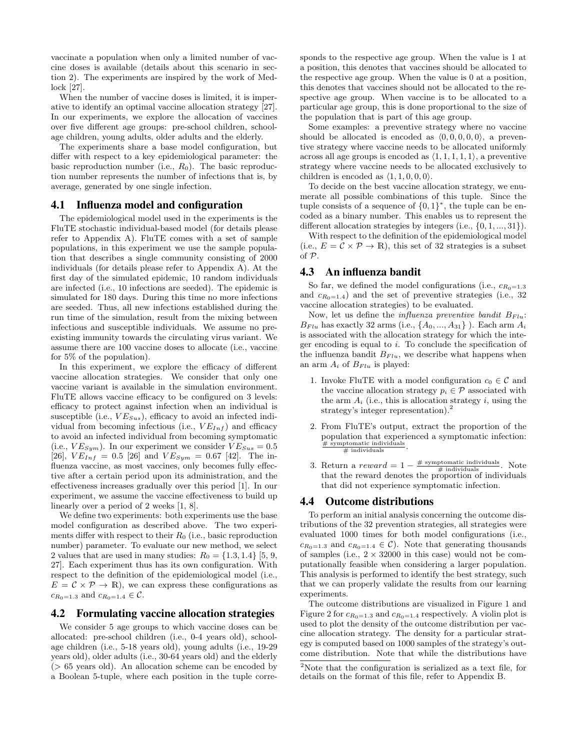vaccinate a population when only a limited number of vaccine doses is available (details about this scenario in section 2). The experiments are inspired by the work of Medlock [27].

When the number of vaccine doses is limited, it is imperative to identify an optimal vaccine allocation strategy [27]. In our experiments, we explore the allocation of vaccines over five different age groups: pre-school children, school-age children, young adults, older adults and the elderly.

The experiments share a base model configuration, but differ with respect to a key epidemiological parameter: the basic reproduction number (i.e., $R_0$). The basic reproduction number represents the number of infections that is, by average, generated by one single infection.

## 4.1 Influenza model and configuration

The epidemiological model used in the experiments is the FluTE stochastic individual-based model (for details please refer to Appendix A). FluTE comes with a set of sample populations, in this experiment we use the sample population that describes a single community consisting of 2000 individuals (for details please refer to Appendix A). At the first day of the simulated epidemic, 10 random individuals are infected (i.e., 10 infections are seeded). The epidemic is simulated for 180 days. During this time no more infections are seeded. Thus, all new infections established during the run time of the simulation, result from the mixing between infectious and susceptible individuals. We assume no preexisting immunity towards the circulating virus variant. We assume there are 100 vaccine doses to allocate (i.e., vaccine for 5% of the population).

In this experiment, we explore the efficacy of different vaccine allocation strategies. We consider that only one vaccine variant is available in the simulation environment. FluTE allows vaccine efficacy to be configured on 3 levels: efficacy to protect against infection when an individual is susceptible (i.e., $VE_{Sus}$), efficacy to avoid an infected individual from becoming infectious (i.e., $VE_{Inf}$) and efficacy to avoid an infected individual from becoming symptomatic (i.e., $VE_{Sym}$). In our experiment we consider $VE_{Sus} = 0.5$ [26], $VE_{Inf} = 0.5$ [26] and $VE_{Sym} = 0.67$ [42]. The influenza vaccine, as most vaccines, only becomes fully effective after a certain period upon its administration, and the effectiveness increases gradually over this period [1]. In our experiment, we assume the vaccine effectiveness to build up linearly over a period of 2 weeks [1, 8].

We define two experiments: both experiments use the base model configuration as described above. The two experiments differ with respect to their $R_0$ (i.e., basic reproduction number) parameter. To evaluate our new method, we select 2 values that are used in many studies: $R_0 = \{1.3, 1.4\}$ [5, 9, 27]. Each experiment thus has its own configuration. With respect to the definition of the epidemiological model (i.e., $E = \mathcal{C} \times \mathcal{P} \to \mathbb{R}$), we can express these configurations as $c_{R_0=1.3}$ and $c_{R_0=1.4} \in \mathcal{C}$.

## 4.2 Formulating vaccine allocation strategies

We consider 5 age groups to which vaccine doses can be allocated: pre-school children (i.e., 0-4 years old), school-age children (i.e., 5-18 years old), young adults (i.e., 19-29 years old), older adults (i.e., 30-64 years old) and the elderly (> 65 years old). An allocation scheme can be encoded by a Boolean 5-tuple, where each position in the tuple corresponds to the respective age group. When the value is 1 at a position, this denotes that vaccines should be allocated to the respective age group. When the value is 0 at a position, this denotes that vaccines should not be allocated to the respective age group. When vaccine is to be allocated to a particular age group, this is done proportional to the size of the population that is part of this age group.

Some examples: a preventive strategy where no vaccine should be allocated is encoded as $\langle 0, 0, 0, 0, 0 \rangle$, a preventive strategy where vaccine needs to be allocated uniformly across all age groups is encoded as $\langle 1, 1, 1, 1, 1 \rangle$, a preventive strategy where vaccine needs to be allocated exclusively to children is encoded as $\langle 1, 1, 0, 0, 0 \rangle$.

To decide on the best vaccine allocation strategy, we enumerate all possible combinations of this tuple. Since the tuple consists of a sequence of $\{0, 1\}^*$, the tuple can be encoded as a binary number. This enables us to represent the different allocation strategies by integers (i.e., $\{0, 1, ..., 31\}$).

With respect to the definition of the epidemiological model (i.e., $E = \mathcal{C} \times \mathcal{P} \to \mathbb{R}$), this set of 32 strategies is a subset of $\mathcal{P}$.

## 4.3 An influenza bandit

So far, we defined the model configurations (i.e., $c_{R_0=1.3}$ and $c_{R_0=1.4}$) and the set of preventive strategies (i.e., 32 vaccine allocation strategies) to be evaluated.

Now, let us define the *influenza preventive bandit* $B_{Flu}$: $B_{Flu}$ has exactly 32 arms (i.e., $\{A_0, ..., A_{31}\}$ ). Each arm $A_i$ is associated with the allocation strategy for which the integer encoding is equal to $i$. To conclude the specification of the influenza bandit $B_{Flu}$, we describe what happens when an arm $A_i$ of $B_{Flu}$ is played:

1. Invoke FluTE with a model configuration $c_0 \in \mathcal{C}$ and the vaccine allocation strategy $p_i \in \mathcal{P}$ associated with the arm $A_i$ (i.e., this is allocation strategy $i$, using the strategy's integer representation).[2]
2. From FluTE's output, extract the proportion of the population that experienced a symptomatic infection: $\frac{\text{\# symptomatic individuals}}{\text{\# individuals}}$.
3. Return a $reward = 1 - \frac{\text{\# symptomatic individuals}}{\text{\# individuals}}$. Note that the reward denotes the proportion of individuals that did not experience symptomatic infection.

## 4.4 Outcome distributions

To perform an initial analysis concerning the outcome distributions of the 32 prevention strategies, all strategies were evaluated 1000 times for both model configurations (i.e., $c_{R_0=1.3}$ and $c_{R_0=1.4} \in \mathcal{C}$). Note that generating thousands of samples (i.e., $2 \times 32000$ in this case) would not be computationally feasible when considering a larger population. This analysis is performed to identify the best strategy, such that we can properly validate the results from our learning experiments.

The outcome distributions are visualized in Figure 1 and Figure 2 for $c_{R_0=1.3}$ and $c_{R_0=1.4}$ respectively. A violin plot is used to plot the density of the outcome distribution per vaccine allocation strategy. The density for a particular strategy is computed based on 1000 samples of the strategy's outcome distribution. Note that while the distributions have

[2] Note that the configuration is serialized as a text file, for details on the format of this file, refer to Appendix B.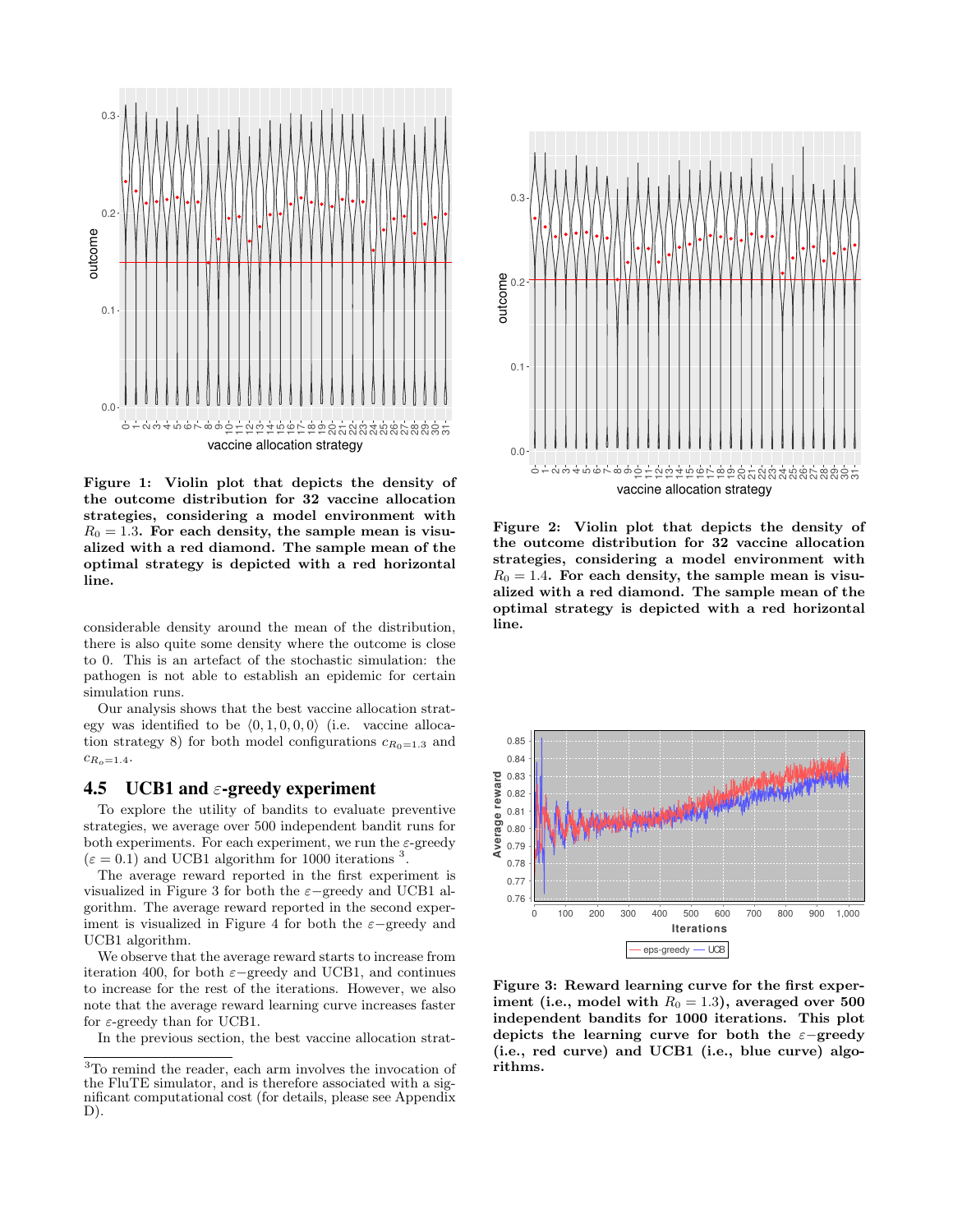Figure 1: Violin plot that depicts the density of the outcome distribution for 32 vaccine allocation strategies, considering a model environment with $R_0 = 1.3$. For each density, the sample mean is visualized with a red diamond. The sample mean of the optimal strategy is depicted with a red horizontal line.

considerable density around the mean of the distribution, there is also quite some density where the outcome is close to 0. This is an artefact of the stochastic simulation: the pathogen is not able to establish an epidemic for certain simulation runs.

Our analysis shows that the best vaccine allocation strategy was identified to be $\langle 0, 1, 0, 0, 0 \rangle$ (i.e. vaccine allocation strategy 8) for both model configurations $c_{R_0=1.3}$ and $c_{R_o=1.4}$.

## 4.5 UCB1 and $\varepsilon$-greedy experiment

To explore the utility of bandits to evaluate preventive strategies, we average over 500 independent bandit runs for both experiments. For each experiment, we run the $\varepsilon$-greedy ($\varepsilon = 0.1$) and UCB1 algorithm for 1000 iterations [3].

The average reward reported in the first experiment is visualized in Figure 3 for both the $\varepsilon-$greedy and UCB1 algorithm. The average reward reported in the second experiment is visualized in Figure 4 for both the $\varepsilon-$greedy and UCB1 algorithm.

We observe that the average reward starts to increase from iteration 400, for both $\varepsilon-$greedy and UCB1, and continues to increase for the rest of the iterations. However, we also note that the average reward learning curve increases faster for $\varepsilon$-greedy than for UCB1.

In the previous section, the best vaccine allocation strat-

[3] To remind the reader, each arm involves the invocation of the FluTE simulator, and is therefore associated with a significant computational cost (for details, please see Appendix D).

Figure 2: Violin plot that depicts the density of the outcome distribution for 32 vaccine allocation strategies, considering a model environment with $R_0 = 1.4$. For each density, the sample mean is visualized with a red diamond. The sample mean of the optimal strategy is depicted with a red horizontal line.

Figure 3: Reward learning curve for the first experiment (i.e., model with $R_0 = 1.3$), averaged over 500 independent bandits for 1000 iterations. This plot depicts the learning curve for both the $\varepsilon-$greedy (i.e., red curve) and UCB1 (i.e., blue curve) algorithms.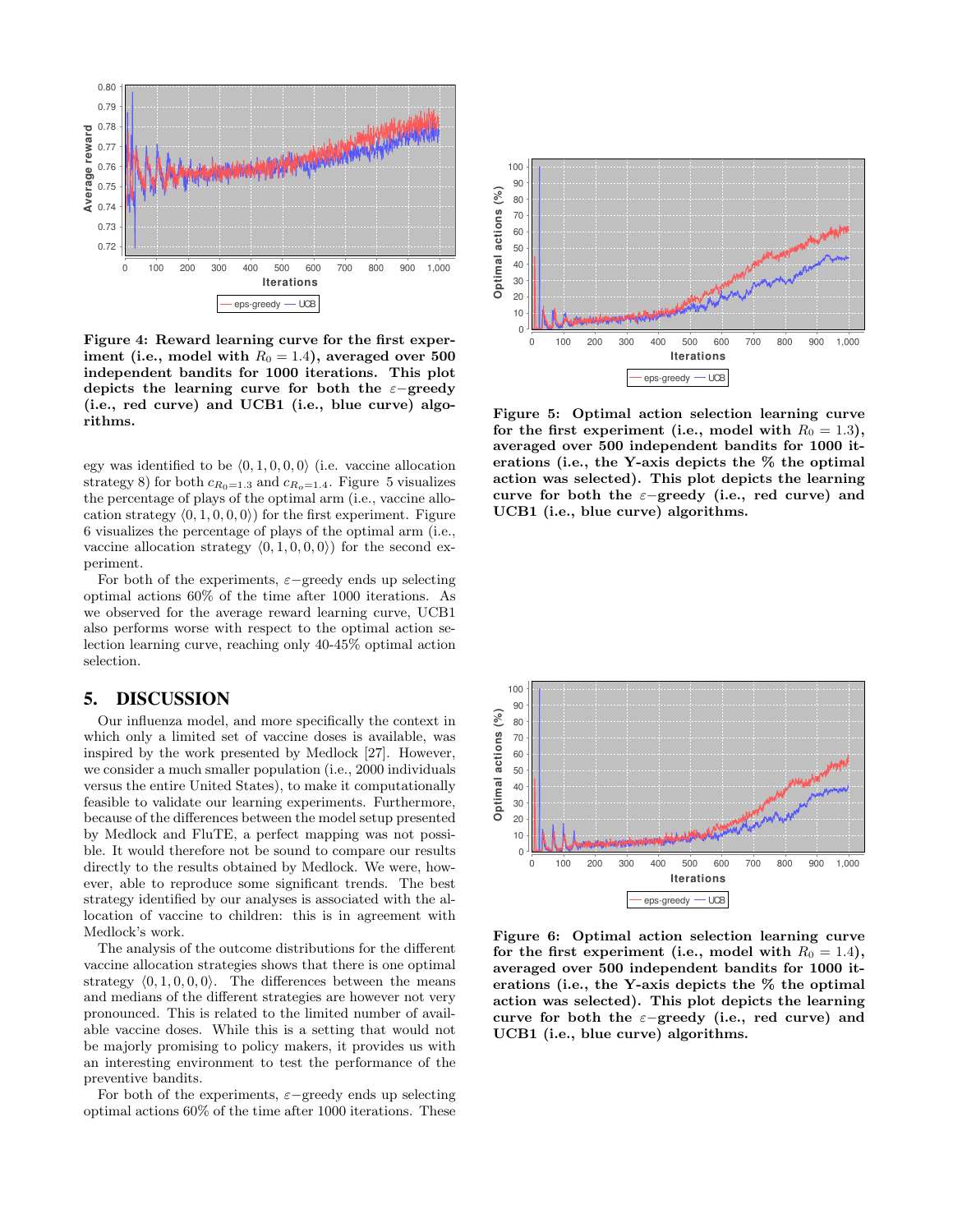**Figure 4: Reward learning curve for the first experiment (i.e., model with $R_0 = 1.4$), averaged over 500 independent bandits for 1000 iterations. This plot depicts the learning curve for both the $\varepsilon$−greedy (i.e., red curve) and UCB1 (i.e., blue curve) algorithms.**

egy was identified to be $\langle 0, 1, 0, 0, 0 \rangle$ (i.e. vaccine allocation strategy 8) for both $c_{R_0=1.3}$ and $c_{R_o=1.4}$. Figure 5 visualizes the percentage of plays of the optimal arm (i.e., vaccine allocation strategy $\langle 0, 1, 0, 0, 0 \rangle$) for the first experiment. Figure 6 visualizes the percentage of plays of the optimal arm (i.e., vaccine allocation strategy $\langle 0, 1, 0, 0, 0 \rangle$) for the second experiment.

For both of the experiments, $\varepsilon$−greedy ends up selecting optimal actions 60% of the time after 1000 iterations. As we observed for the average reward learning curve, UCB1 also performs worse with respect to the optimal action selection learning curve, reaching only 40-45% optimal action selection.

## 5. DISCUSSION

Our influenza model, and more specifically the context in which only a limited set of vaccine doses is available, was inspired by the work presented by Medlock [27]. However, we consider a much smaller population (i.e., 2000 individuals versus the entire United States), to make it computationally feasible to validate our learning experiments. Furthermore, because of the differences between the model setup presented by Medlock and FluTE, a perfect mapping was not possible. It would therefore not be sound to compare our results directly to the results obtained by Medlock. We were, however, able to reproduce some significant trends. The best strategy identified by our analyses is associated with the allocation of vaccine to children: this is in agreement with Medlock's work.

The analysis of the outcome distributions for the different vaccine allocation strategies shows that there is one optimal strategy $\langle 0, 1, 0, 0, 0 \rangle$. The differences between the means and medians of the different strategies are however not very pronounced. This is related to the limited number of available vaccine doses. While this is a setting that would not be majorly promising to policy makers, it provides us with an interesting environment to test the performance of the preventive bandits.

For both of the experiments, $\varepsilon$−greedy ends up selecting optimal actions 60% of the time after 1000 iterations. These

**Figure 5: Optimal action selection learning curve for the first experiment (i.e., model with $R_0 = 1.3$), averaged over 500 independent bandits for 1000 iterations (i.e., the Y-axis depicts the % the optimal action was selected). This plot depicts the learning curve for both the $\varepsilon$−greedy (i.e., red curve) and UCB1 (i.e., blue curve) algorithms.**

**Figure 6: Optimal action selection learning curve for the first experiment (i.e., model with $R_0 = 1.4$), averaged over 500 independent bandits for 1000 iterations (i.e., the Y-axis depicts the % the optimal action was selected). This plot depicts the learning curve for both the $\varepsilon$−greedy (i.e., red curve) and UCB1 (i.e., blue curve) algorithms.**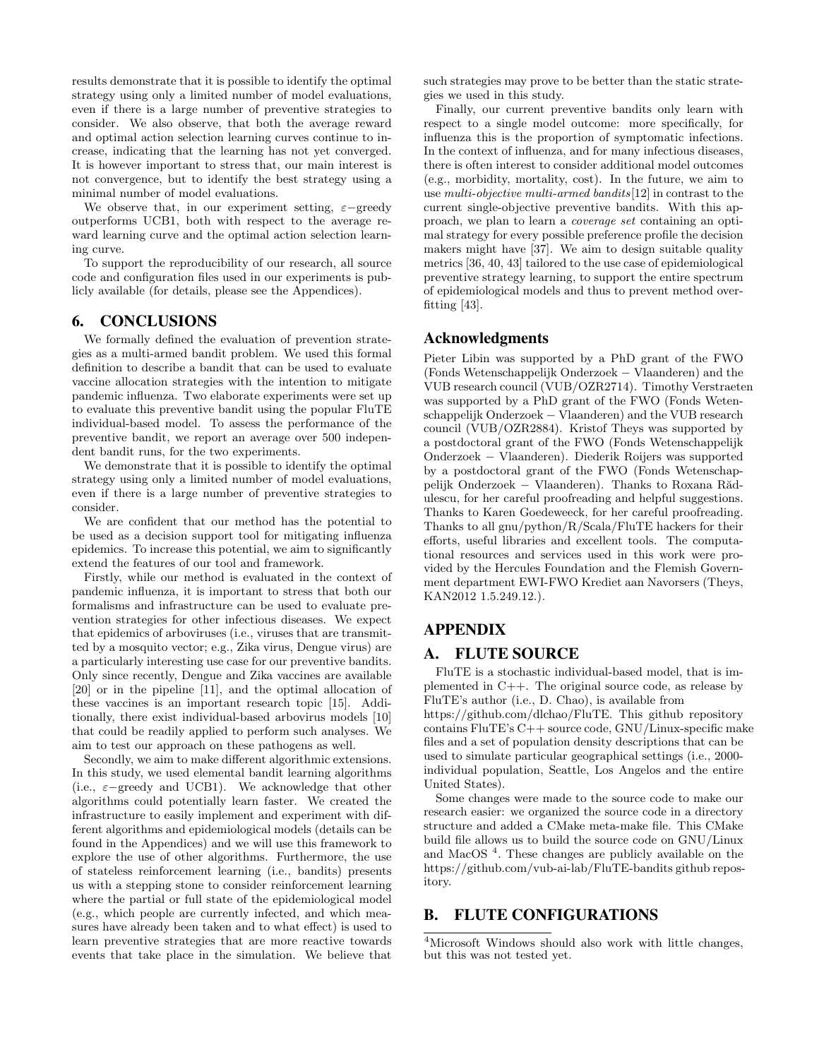results demonstrate that it is possible to identify the optimal strategy using only a limited number of model evaluations, even if there is a large number of preventive strategies to consider. We also observe, that both the average reward and optimal action selection learning curves continue to increase, indicating that the learning has not yet converged. It is however important to stress that, our main interest is not convergence, but to identify the best strategy using a minimal number of model evaluations.

We observe that, in our experiment setting, $\varepsilon-$greedy outperforms UCB1, both with respect to the average reward learning curve and the optimal action selection learning curve.

To support the reproducibility of our research, all source code and configuration files used in our experiments is publicly available (for details, please see the Appendices).

# 6. CONCLUSIONS

We formally defined the evaluation of prevention strategies as a multi-armed bandit problem. We used this formal definition to describe a bandit that can be used to evaluate vaccine allocation strategies with the intention to mitigate pandemic influenza. Two elaborate experiments were set up to evaluate this preventive bandit using the popular FluTE individual-based model. To assess the performance of the preventive bandit, we report an average over 500 independent bandit runs, for the two experiments.

We demonstrate that it is possible to identify the optimal strategy using only a limited number of model evaluations, even if there is a large number of preventive strategies to consider.

We are confident that our method has the potential to be used as a decision support tool for mitigating influenza epidemics. To increase this potential, we aim to significantly extend the features of our tool and framework.

Firstly, while our method is evaluated in the context of pandemic influenza, it is important to stress that both our formalisms and infrastructure can be used to evaluate prevention strategies for other infectious diseases. We expect that epidemics of arboviruses (i.e., viruses that are transmitted by a mosquito vector; e.g., Zika virus, Dengue virus) are a particularly interesting use case for our preventive bandits. Only since recently, Dengue and Zika vaccines are available [20] or in the pipeline [11], and the optimal allocation of these vaccines is an important research topic [15]. Additionally, there exist individual-based arbovirus models [10] that could be readily applied to perform such analyses. We aim to test our approach on these pathogens as well.

Secondly, we aim to make different algorithmic extensions. In this study, we used elemental bandit learning algorithms (i.e., $\varepsilon-$greedy and UCB1). We acknowledge that other algorithms could potentially learn faster. We created the infrastructure to easily implement and experiment with different algorithms and epidemiological models (details can be found in the Appendices) and we will use this framework to explore the use of other algorithms. Furthermore, the use of stateless reinforcement learning (i.e., bandits) presents us with a stepping stone to consider reinforcement learning where the partial or full state of the epidemiological model (e.g., which people are currently infected, and which measures have already been taken and to what effect) is used to learn preventive strategies that are more reactive towards events that take place in the simulation. We believe that such strategies may prove to be better than the static strategies we used in this study.

Finally, our current preventive bandits only learn with respect to a single model outcome: more specifically, for influenza this is the proportion of symptomatic infections. In the context of influenza, and for many infectious diseases, there is often interest to consider additional model outcomes (e.g., morbidity, mortality, cost). In the future, we aim to use *multi-objective multi-armed bandits*[12] in contrast to the current single-objective preventive bandits. With this approach, we plan to learn a *coverage set* containing an optimal strategy for every possible preference profile the decision makers might have [37]. We aim to design suitable quality metrics [36, 40, 43] tailored to the use case of epidemiological preventive strategy learning, to support the entire spectrum of epidemiological models and thus to prevent method overfitting [43].

## Acknowledgments

Pieter Libin was supported by a PhD grant of the FWO (Fonds Wetenschappelijk Onderzoek − Vlaanderen) and the VUB research council (VUB/OZR2714). Timothy Verstraeten was supported by a PhD grant of the FWO (Fonds Wetenschappelijk Onderzoek − Vlaanderen) and the VUB research council (VUB/OZR2884). Kristof Theys was supported by a postdoctoral grant of the FWO (Fonds Wetenschappelijk Onderzoek − Vlaanderen). Diederik Roijers was supported by a postdoctoral grant of the FWO (Fonds Wetenschappelijk Onderzoek − Vlaanderen). Thanks to Roxana Rădulescu, for her careful proofreading and helpful suggestions. Thanks to Karen Goedeweeck, for her careful proofreading. Thanks to all gnu/python/R/Scala/FluTE hackers for their efforts, useful libraries and excellent tools. The computational resources and services used in this work were provided by the Hercules Foundation and the Flemish Government department EWI-FWO Krediet aan Navorsers (Theys, KAN2012 1.5.249.12.).

# APPENDIX

# A. FLUTE SOURCE

FluTE is a stochastic individual-based model, that is implemented in C++. The original source code, as release by FluTE's author (i.e., D. Chao), is available from https://github.com/dlchao/FluTE. This github repository contains FluTE's C++ source code, GNU/Linux-specific make files and a set of population density descriptions that can be used to simulate particular geographical settings (i.e., 2000-individual population, Seattle, Los Angelos and the entire United States).

Some changes were made to the source code to make our research easier: we organized the source code in a directory structure and added a CMake meta-make file. This CMake build file allows us to build the source code on GNU/Linux and MacOS [4]. These changes are publicly available on the https://github.com/vub-ai-lab/FluTE-bandits github repository.

# B. FLUTE CONFIGURATIONS

[4] Microsoft Windows should also work with little changes, but this was not tested yet.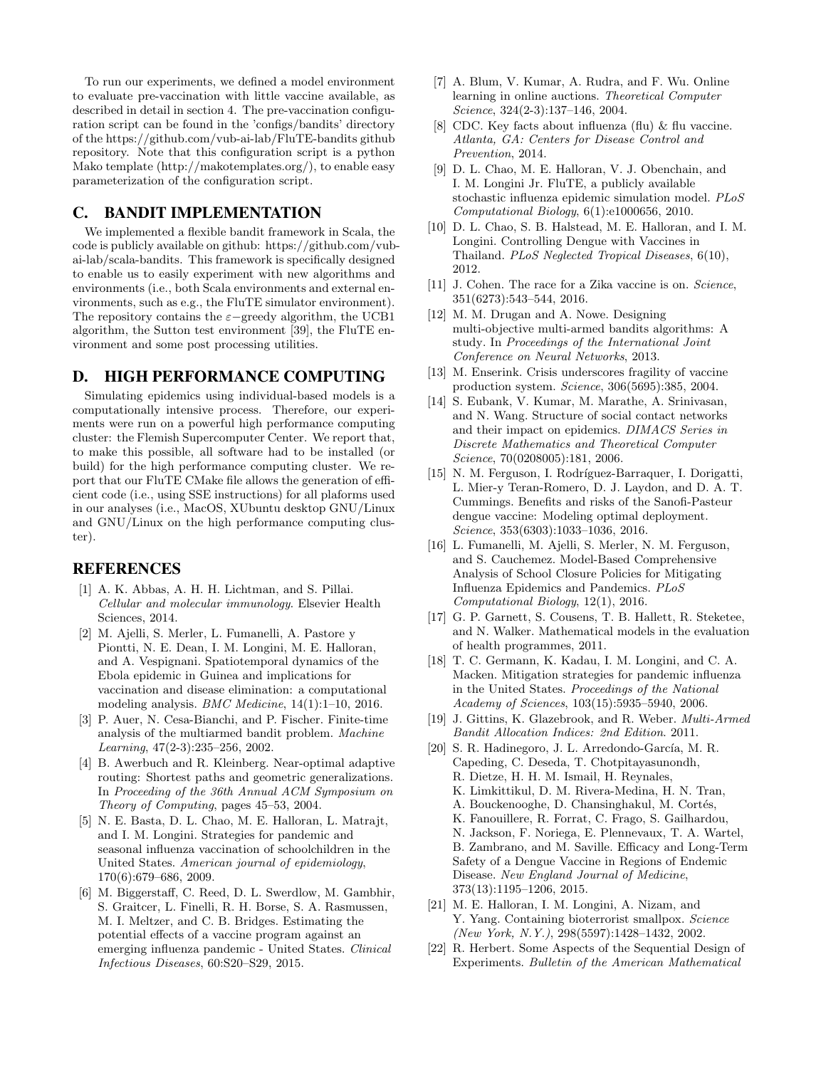To run our experiments, we defined a model environment to evaluate pre-vaccination with little vaccine available, as described in detail in section 4. The pre-vaccination configuration script can be found in the 'configs/bandits' directory of the https://github.com/vub-ai-lab/FluTE-bandits github repository. Note that this configuration script is a python Mako template (http://makotemplates.org/), to enable easy parameterization of the configuration script.

## C. BANDIT IMPLEMENTATION

We implemented a flexible bandit framework in Scala, the code is publicly available on github: https://github.com/vub-ai-lab/scala-bandits. This framework is specifically designed to enable us to easily experiment with new algorithms and environments (i.e., both Scala environments and external environments, such as e.g., the FluTE simulator environment). The repository contains the $\varepsilon$−greedy algorithm, the UCB1 algorithm, the Sutton test environment [39], the FluTE environment and some post processing utilities.

## D. HIGH PERFORMANCE COMPUTING

Simulating epidemics using individual-based models is a computationally intensive process. Therefore, our experiments were run on a powerful high performance computing cluster: the Flemish Supercomputer Center. We report that, to make this possible, all software had to be installed (or build) for the high performance computing cluster. We report that our FluTE CMake file allows the generation of efficient code (i.e., using SSE instructions) for all plaforms used in our analyses (i.e., MacOS, XUbuntu desktop GNU/Linux and GNU/Linux on the high performance computing cluster).

## REFERENCES

- [1] A. K. Abbas, A. H. H. Lichtman, and S. Pillai. *Cellular and molecular immunology*. Elsevier Health Sciences, 2014.
- [2] M. Ajelli, S. Merler, L. Fumanelli, A. Pastore y Piontti, N. E. Dean, I. M. Longini, M. E. Halloran, and A. Vespignani. Spatiotemporal dynamics of the Ebola epidemic in Guinea and implications for vaccination and disease elimination: a computational modeling analysis. *BMC Medicine*, 14(1):1–10, 2016.
- [3] P. Auer, N. Cesa-Bianchi, and P. Fischer. Finite-time analysis of the multiarmed bandit problem. *Machine Learning*, 47(2-3):235–256, 2002.
- [4] B. Awerbuch and R. Kleinberg. Near-optimal adaptive routing: Shortest paths and geometric generalizations. In *Proceeding of the 36th Annual ACM Symposium on Theory of Computing*, pages 45–53, 2004.
- [5] N. E. Basta, D. L. Chao, M. E. Halloran, L. Matrajt, and I. M. Longini. Strategies for pandemic and seasonal influenza vaccination of schoolchildren in the United States. *American journal of epidemiology*, 170(6):679–686, 2009.
- [6] M. Biggerstaff, C. Reed, D. L. Swerdlow, M. Gambhir, S. Graitcer, L. Finelli, R. H. Borse, S. A. Rasmussen, M. I. Meltzer, and C. B. Bridges. Estimating the potential effects of a vaccine program against an emerging influenza pandemic - United States. *Clinical Infectious Diseases*, 60:S20–S29, 2015.
- [7] A. Blum, V. Kumar, A. Rudra, and F. Wu. Online learning in online auctions. *Theoretical Computer Science*, 324(2-3):137–146, 2004.
- [8] CDC. Key facts about influenza (flu) & flu vaccine. *Atlanta, GA: Centers for Disease Control and Prevention*, 2014.
- [9] D. L. Chao, M. E. Halloran, V. J. Obenchain, and I. M. Longini Jr. FluTE, a publicly available stochastic influenza epidemic simulation model. *PLoS Computational Biology*, 6(1):e1000656, 2010.
- [10] D. L. Chao, S. B. Halstead, M. E. Halloran, and I. M. Longini. Controlling Dengue with Vaccines in Thailand. *PLoS Neglected Tropical Diseases*, 6(10), 2012.
- [11] J. Cohen. The race for a Zika vaccine is on. *Science*, 351(6273):543–544, 2016.
- [12] M. M. Drugan and A. Nowe. Designing multi-objective multi-armed bandits algorithms: A study. In *Proceedings of the International Joint Conference on Neural Networks*, 2013.
- [13] M. Enserink. Crisis underscores fragility of vaccine production system. *Science*, 306(5695):385, 2004.
- [14] S. Eubank, V. Kumar, M. Marathe, A. Srinivasan, and N. Wang. Structure of social contact networks and their impact on epidemics. *DIMACS Series in Discrete Mathematics and Theoretical Computer Science*, 70(0208005):181, 2006.
- [15] N. M. Ferguson, I. Rodríguez-Barraquer, I. Dorigatti, L. Mier-y Teran-Romero, D. J. Laydon, and D. A. T. Cummings. Benefits and risks of the Sanofi-Pasteur dengue vaccine: Modeling optimal deployment. *Science*, 353(6303):1033–1036, 2016.
- [16] L. Fumanelli, M. Ajelli, S. Merler, N. M. Ferguson, and S. Cauchemez. Model-Based Comprehensive Analysis of School Closure Policies for Mitigating Influenza Epidemics and Pandemics. *PLoS Computational Biology*, 12(1), 2016.
- [17] G. P. Garnett, S. Cousens, T. B. Hallett, R. Steketee, and N. Walker. Mathematical models in the evaluation of health programmes, 2011.
- [18] T. C. Germann, K. Kadau, I. M. Longini, and C. A. Macken. Mitigation strategies for pandemic influenza in the United States. *Proceedings of the National Academy of Sciences*, 103(15):5935–5940, 2006.
- [19] J. Gittins, K. Glazebrook, and R. Weber. *Multi-Armed Bandit Allocation Indices: 2nd Edition*. 2011.
- [20] S. R. Hadinegoro, J. L. Arredondo-García, M. R. Capeding, C. Deseda, T. Chotpitayasunondh, R. Dietze, H. H. M. Ismail, H. Reynales, K. Limkittikul, D. M. Rivera-Medina, H. N. Tran, A. Bouckenooghe, D. Chansinghakul, M. Cortés, K. Fanouillere, R. Forrat, C. Frago, S. Gailhardou, N. Jackson, F. Noriega, E. Plennevaux, T. A. Wartel, B. Zambrano, and M. Saville. Efficacy and Long-Term Safety of a Dengue Vaccine in Regions of Endemic Disease. *New England Journal of Medicine*, 373(13):1195–1206, 2015.
- [21] M. E. Halloran, I. M. Longini, A. Nizam, and Y. Yang. Containing bioterrorist smallpox. *Science (New York, N.Y.)*, 298(5597):1428–1432, 2002.
- [22] R. Herbert. Some Aspects of the Sequential Design of Experiments. *Bulletin of the American Mathematical*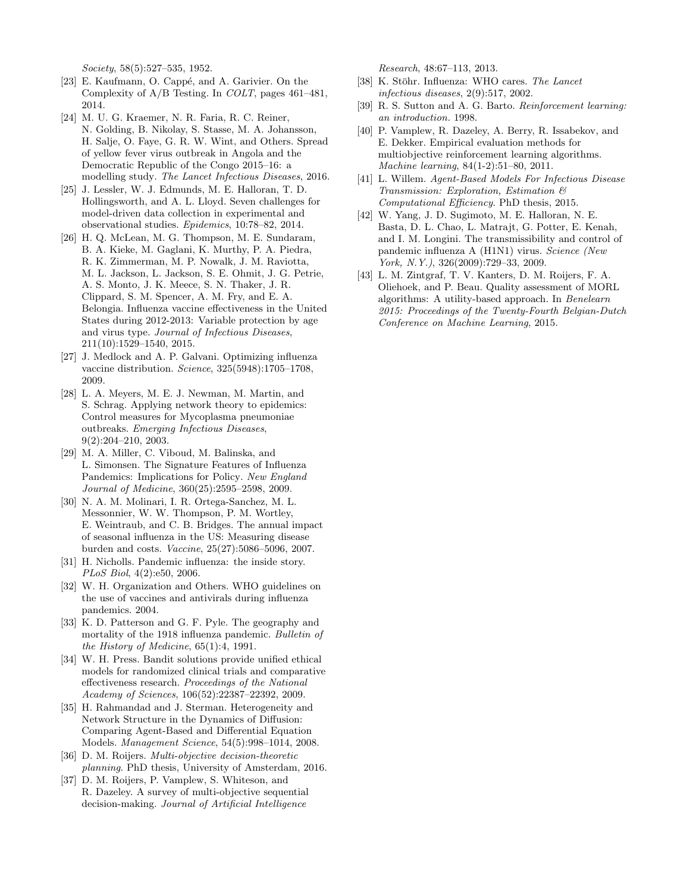*Society*, 58(5):527–535, 1952.

[23] E. Kaufmann, O. Cappé, and A. Garivier. On the Complexity of A/B Testing. In *COLT*, pages 461–481, 2014.

[24] M. U. G. Kraemer, N. R. Faria, R. C. Reiner, N. Golding, B. Nikolay, S. Stasse, M. A. Johansson, H. Salje, O. Faye, G. R. W. Wint, and Others. Spread of yellow fever virus outbreak in Angola and the Democratic Republic of the Congo 2015–16: a modelling study. *The Lancet Infectious Diseases*, 2016.

[25] J. Lessler, W. J. Edmunds, M. E. Halloran, T. D. Hollingsworth, and A. L. Lloyd. Seven challenges for model-driven data collection in experimental and observational studies. *Epidemics*, 10:78–82, 2014.

[26] H. Q. McLean, M. G. Thompson, M. E. Sundaram, B. A. Kieke, M. Gaglani, K. Murthy, P. A. Piedra, R. K. Zimmerman, M. P. Nowalk, J. M. Raviotta, M. L. Jackson, L. Jackson, S. E. Ohmit, J. G. Petrie, A. S. Monto, J. K. Meece, S. N. Thaker, J. R. Clippard, S. M. Spencer, A. M. Fry, and E. A. Belongia. Influenza vaccine effectiveness in the United States during 2012-2013: Variable protection by age and virus type. *Journal of Infectious Diseases*, 211(10):1529–1540, 2015.

[27] J. Medlock and A. P. Galvani. Optimizing influenza vaccine distribution. *Science*, 325(5948):1705–1708, 2009.

[28] L. A. Meyers, M. E. J. Newman, M. Martin, and S. Schrag. Applying network theory to epidemics: Control measures for Mycoplasma pneumoniae outbreaks. *Emerging Infectious Diseases*, 9(2):204–210, 2003.

[29] M. A. Miller, C. Viboud, M. Balinska, and L. Simonsen. The Signature Features of Influenza Pandemics: Implications for Policy. *New England Journal of Medicine*, 360(25):2595–2598, 2009.

[30] N. A. M. Molinari, I. R. Ortega-Sanchez, M. L. Messonnier, W. W. Thompson, P. M. Wortley, E. Weintraub, and C. B. Bridges. The annual impact of seasonal influenza in the US: Measuring disease burden and costs. *Vaccine*, 25(27):5086–5096, 2007.

[31] H. Nicholls. Pandemic influenza: the inside story. *PLoS Biol*, 4(2):e50, 2006.

[32] W. H. Organization and Others. WHO guidelines on the use of vaccines and antivirals during influenza pandemics. 2004.

[33] K. D. Patterson and G. F. Pyle. The geography and mortality of the 1918 influenza pandemic. *Bulletin of the History of Medicine*, 65(1):4, 1991.

[34] W. H. Press. Bandit solutions provide unified ethical models for randomized clinical trials and comparative effectiveness research. *Proceedings of the National Academy of Sciences*, 106(52):22387–22392, 2009.

[35] H. Rahmandad and J. Sterman. Heterogeneity and Network Structure in the Dynamics of Diffusion: Comparing Agent-Based and Differential Equation Models. *Management Science*, 54(5):998–1014, 2008.

[36] D. M. Roijers. *Multi-objective decision-theoretic planning*. PhD thesis, University of Amsterdam, 2016.

[37] D. M. Roijers, P. Vamplew, S. Whiteson, and R. Dazeley. A survey of multi-objective sequential decision-making. *Journal of Artificial Intelligence Research*, 48:67–113, 2013.

[38] K. Stöhr. Influenza: WHO cares. *The Lancet infectious diseases*, 2(9):517, 2002.

[39] R. S. Sutton and A. G. Barto. *Reinforcement learning: an introduction*. 1998.

[40] P. Vamplew, R. Dazeley, A. Berry, R. Issabekov, and E. Dekker. Empirical evaluation methods for multiobjective reinforcement learning algorithms. *Machine learning*, 84(1-2):51–80, 2011.

[41] L. Willem. *Agent-Based Models For Infectious Disease Transmission: Exploration, Estimation & Computational Efficiency*. PhD thesis, 2015.

[42] W. Yang, J. D. Sugimoto, M. E. Halloran, N. E. Basta, D. L. Chao, L. Matrajt, G. Potter, E. Kenah, and I. M. Longini. The transmissibility and control of pandemic influenza A (H1N1) virus. *Science (New York, N.Y.)*, 326(2009):729–33, 2009.

[43] L. M. Zintgraf, T. V. Kanters, D. M. Roijers, F. A. Oliehoek, and P. Beau. Quality assessment of MORL algorithms: A utility-based approach. In *Benelearn 2015: Proceedings of the Twenty-Fourth Belgian-Dutch Conference on Machine Learning*, 2015.